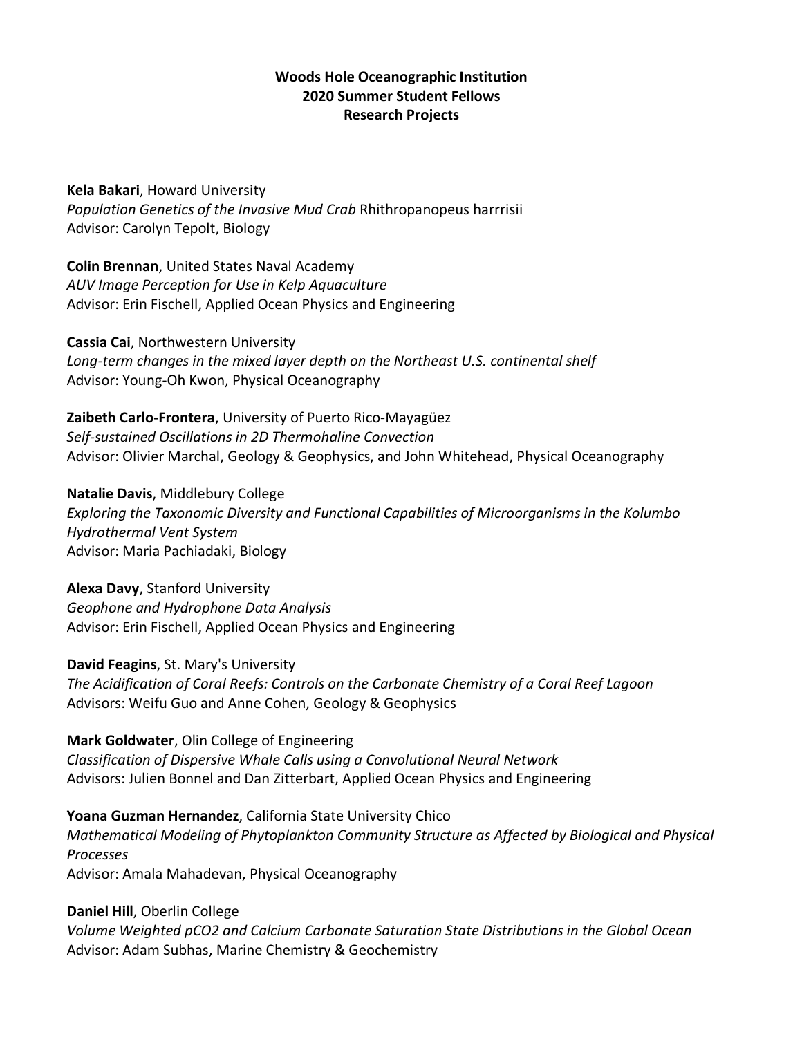**Woods Hole Oceanographic Institution**
**2020 Summer Student Fellows**
**Research Projects**

**Kela Bakari**, Howard University
*Population Genetics of the Invasive Mud Crab* Rhithropanopeus harrrisii
Advisor: Carolyn Tepolt, Biology

**Colin Brennan**, United States Naval Academy
*AUV Image Perception for Use in Kelp Aquaculture*
Advisor: Erin Fischell, Applied Ocean Physics and Engineering

**Cassia Cai**, Northwestern University
*Long-term changes in the mixed layer depth on the Northeast U.S. continental shelf*
Advisor: Young-Oh Kwon, Physical Oceanography

**Zaibeth Carlo-Frontera**, University of Puerto Rico-Mayagüez
*Self-sustained Oscillations in 2D Thermohaline Convection*
Advisor: Olivier Marchal, Geology & Geophysics, and John Whitehead, Physical Oceanography

**Natalie Davis**, Middlebury College
*Exploring the Taxonomic Diversity and Functional Capabilities of Microorganisms in the Kolumbo Hydrothermal Vent System*
Advisor: Maria Pachiadaki, Biology

**Alexa Davy**, Stanford University
*Geophone and Hydrophone Data Analysis*
Advisor: Erin Fischell, Applied Ocean Physics and Engineering

**David Feagins**, St. Mary's University
*The Acidification of Coral Reefs: Controls on the Carbonate Chemistry of a Coral Reef Lagoon*
Advisors: Weifu Guo and Anne Cohen, Geology & Geophysics

**Mark Goldwater**, Olin College of Engineering
*Classification of Dispersive Whale Calls using a Convolutional Neural Network*
Advisors: Julien Bonnel and Dan Zitterbart, Applied Ocean Physics and Engineering

**Yoana Guzman Hernandez**, California State University Chico
*Mathematical Modeling of Phytoplankton Community Structure as Affected by Biological and Physical Processes*
Advisor: Amala Mahadevan, Physical Oceanography

**Daniel Hill**, Oberlin College
*Volume Weighted pCO2 and Calcium Carbonate Saturation State Distributions in the Global Ocean*
Advisor: Adam Subhas, Marine Chemistry & Geochemistry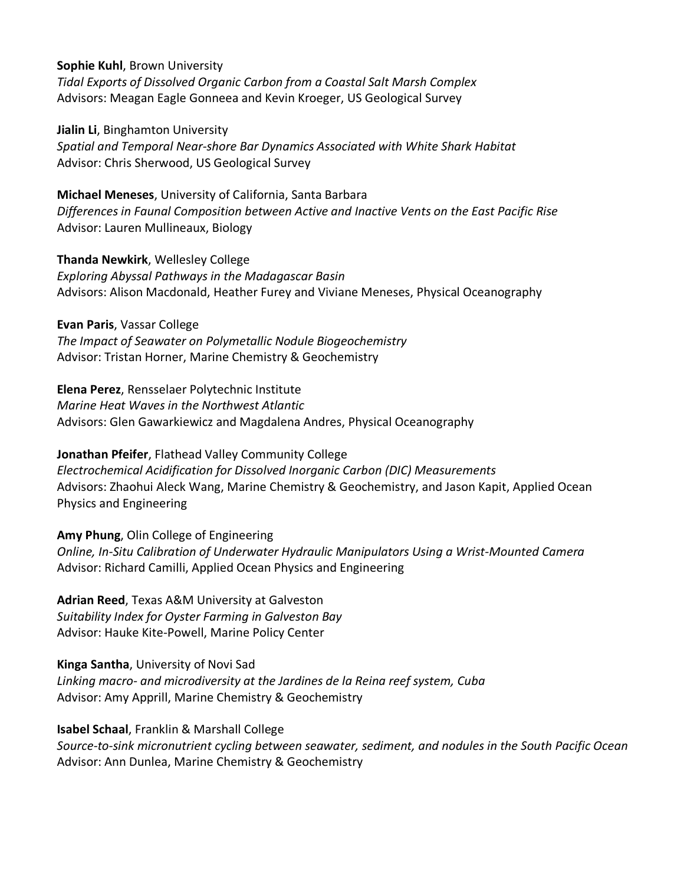**Sophie Kuhl**, Brown University
*Tidal Exports of Dissolved Organic Carbon from a Coastal Salt Marsh Complex*
Advisors: Meagan Eagle Gonneea and Kevin Kroeger, US Geological Survey

**Jialin Li**, Binghamton University
*Spatial and Temporal Near-shore Bar Dynamics Associated with White Shark Habitat*
Advisor: Chris Sherwood, US Geological Survey

**Michael Meneses**, University of California, Santa Barbara
*Differences in Faunal Composition between Active and Inactive Vents on the East Pacific Rise*
Advisor: Lauren Mullineaux, Biology

**Thanda Newkirk**, Wellesley College
*Exploring Abyssal Pathways in the Madagascar Basin*
Advisors: Alison Macdonald, Heather Furey and Viviane Meneses, Physical Oceanography

**Evan Paris**, Vassar College
*The Impact of Seawater on Polymetallic Nodule Biogeochemistry*
Advisor: Tristan Horner, Marine Chemistry & Geochemistry

**Elena Perez**, Rensselaer Polytechnic Institute
*Marine Heat Waves in the Northwest Atlantic*
Advisors: Glen Gawarkiewicz and Magdalena Andres, Physical Oceanography

**Jonathan Pfeifer**, Flathead Valley Community College
*Electrochemical Acidification for Dissolved Inorganic Carbon (DIC) Measurements*
Advisors: Zhaohui Aleck Wang, Marine Chemistry & Geochemistry, and Jason Kapit, Applied Ocean Physics and Engineering

**Amy Phung**, Olin College of Engineering
*Online, In-Situ Calibration of Underwater Hydraulic Manipulators Using a Wrist-Mounted Camera*
Advisor: Richard Camilli, Applied Ocean Physics and Engineering

**Adrian Reed**, Texas A&M University at Galveston
*Suitability Index for Oyster Farming in Galveston Bay*
Advisor: Hauke Kite-Powell, Marine Policy Center

**Kinga Santha**, University of Novi Sad
*Linking macro- and microdiversity at the Jardines de la Reina reef system, Cuba*
Advisor: Amy Apprill, Marine Chemistry & Geochemistry

**Isabel Schaal**, Franklin & Marshall College
*Source-to-sink micronutrient cycling between seawater, sediment, and nodules in the South Pacific Ocean*
Advisor: Ann Dunlea, Marine Chemistry & Geochemistry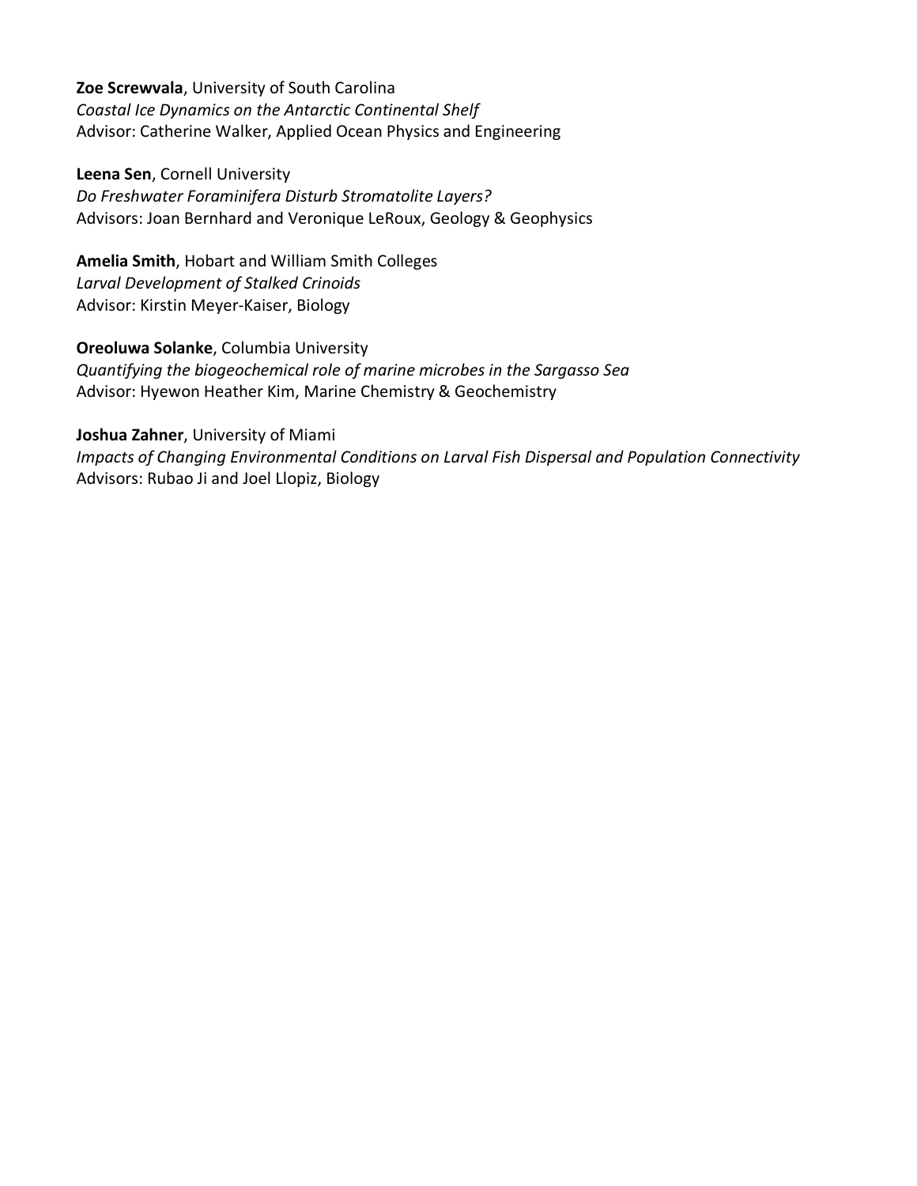**Zoe Screwvala**, University of South Carolina
*Coastal Ice Dynamics on the Antarctic Continental Shelf*
Advisor: Catherine Walker, Applied Ocean Physics and Engineering

**Leena Sen**, Cornell University
*Do Freshwater Foraminifera Disturb Stromatolite Layers?*
Advisors: Joan Bernhard and Veronique LeRoux, Geology & Geophysics

**Amelia Smith**, Hobart and William Smith Colleges
*Larval Development of Stalked Crinoids*
Advisor: Kirstin Meyer-Kaiser, Biology

**Oreoluwa Solanke**, Columbia University
*Quantifying the biogeochemical role of marine microbes in the Sargasso Sea*
Advisor: Hyewon Heather Kim, Marine Chemistry & Geochemistry

**Joshua Zahner**, University of Miami
*Impacts of Changing Environmental Conditions on Larval Fish Dispersal and Population Connectivity*
Advisors: Rubao Ji and Joel Llopiz, Biology